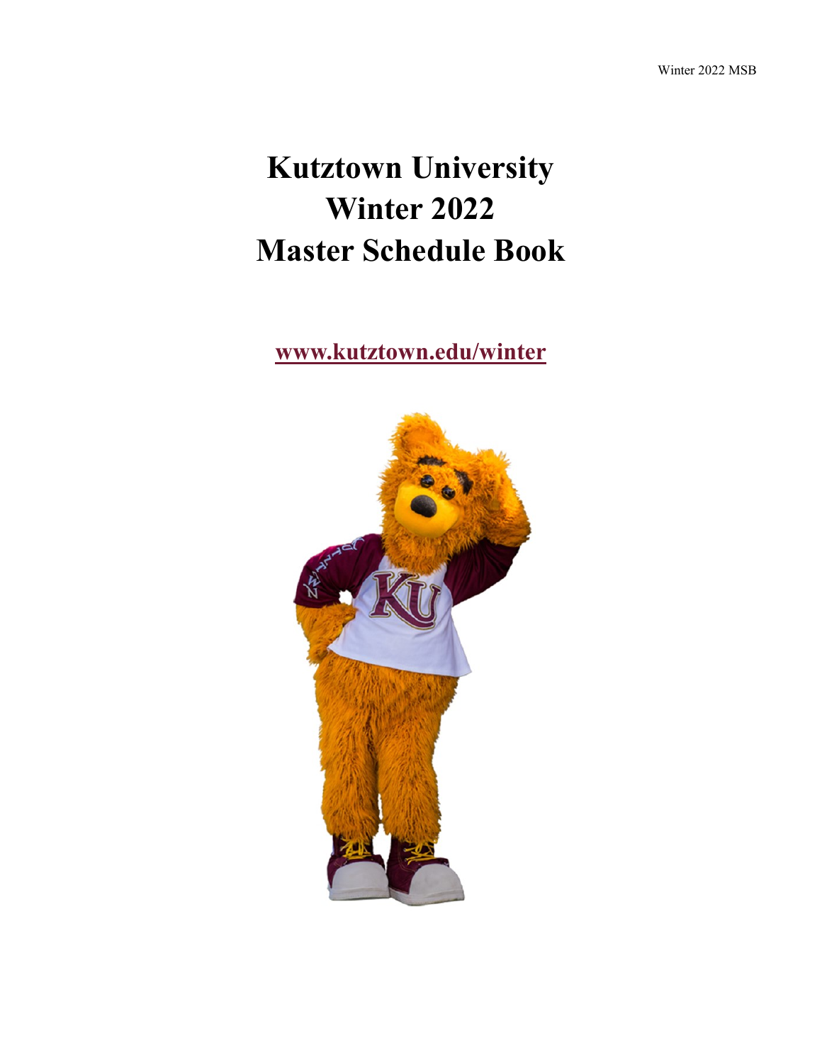# Kutztown University Winter 2022 Master Schedule Book

**www.kutztown.edu/winter**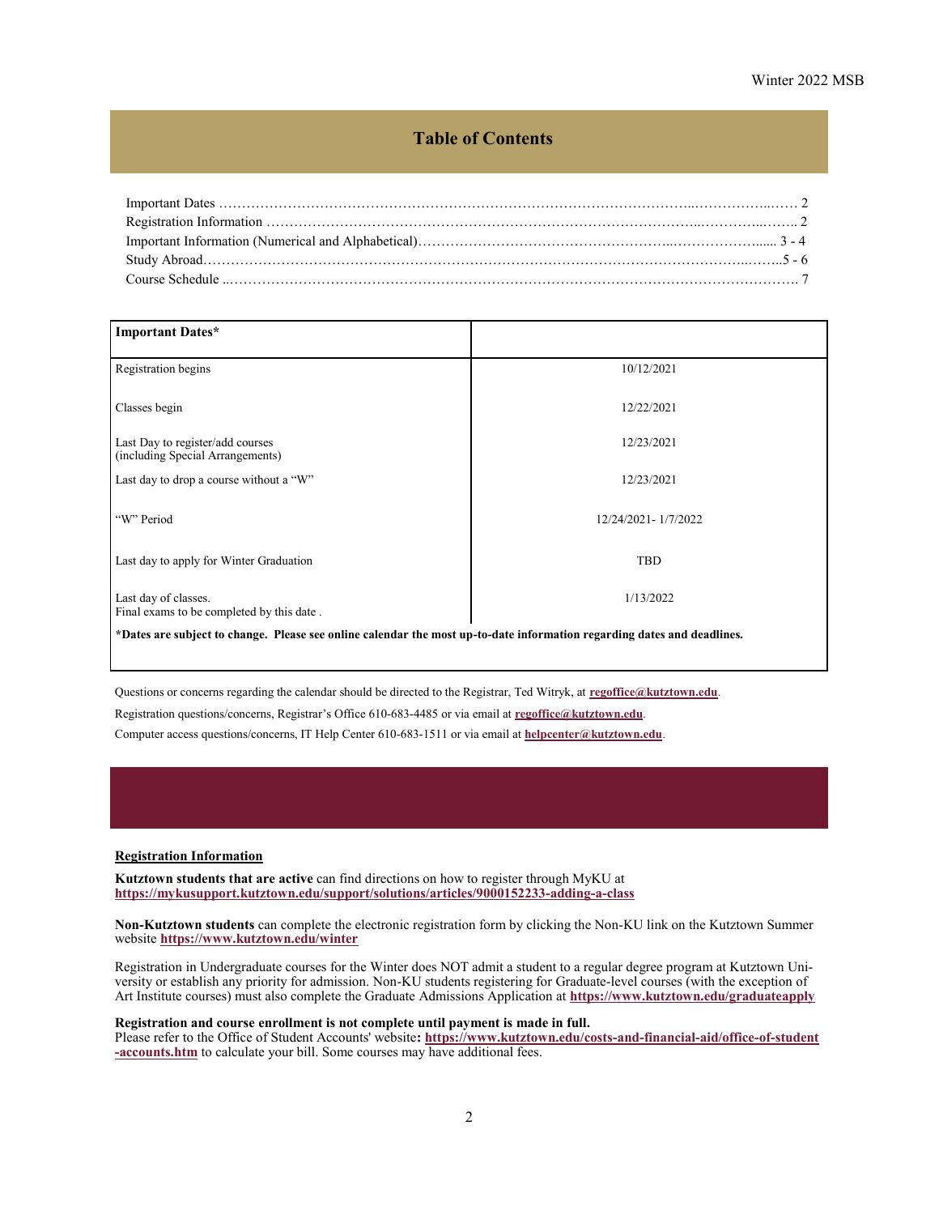## Table of Contents

Important Dates ……………………………………………………………………………………………..……………..…… 2
Registration Information ……………………………………………………………………………………...…………...…….. 2
Important Information (Numerical and Alphabetical)……………………………………………..………………...... 3 - 4
Study Abroad………………………………………………………………………………………………………..……..5 - 6
Course Schedule ..……………………………………………………………………………………………………………. 7

| **Important Dates*** | |
|---|---|
| Registration begins | 10/12/2021 |
| Classes begin | 12/22/2021 |
| Last Day to register/add courses (including Special Arrangements) | 12/23/2021 |
| Last day to drop a course without a "W" | 12/23/2021 |
| "W" Period | 12/24/2021- 1/7/2022 |
| Last day to apply for Winter Graduation | TBD |
| Last day of classes. Final exams to be completed by this date . | 1/13/2022 |
| ***Dates are subject to change. Please see online calendar the most up-to-date information regarding dates and deadlines.** | |

Questions or concerns regarding the calendar should be directed to the Registrar, Ted Witryk, at **regoffice@kutztown.edu**.

Registration questions/concerns, Registrar's Office 610-683-4485 or via email at **regoffice@kutztown.edu**.

Computer access questions/concerns, IT Help Center 610-683-1511 or via email at **helpcenter@kutztown.edu**.

**Registration Information**

**Kutztown students that are active** can find directions on how to register through MyKU at **https://mykusupport.kutztown.edu/support/solutions/articles/9000152233-adding-a-class**

**Non-Kutztown students** can complete the electronic registration form by clicking the Non-KU link on the Kutztown Summer website **https://www.kutztown.edu/winter**

Registration in Undergraduate courses for the Winter does NOT admit a student to a regular degree program at Kutztown University or establish any priority for admission. Non-KU students registering for Graduate-level courses (with the exception of Art Institute courses) must also complete the Graduate Admissions Application at **https://www.kutztown.edu/graduateapply**

**Registration and course enrollment is not complete until payment is made in full.**
Please refer to the Office of Student Accounts' website**: https://www.kutztown.edu/costs-and-financial-aid/office-of-student-accounts.htm** to calculate your bill. Some courses may have additional fees.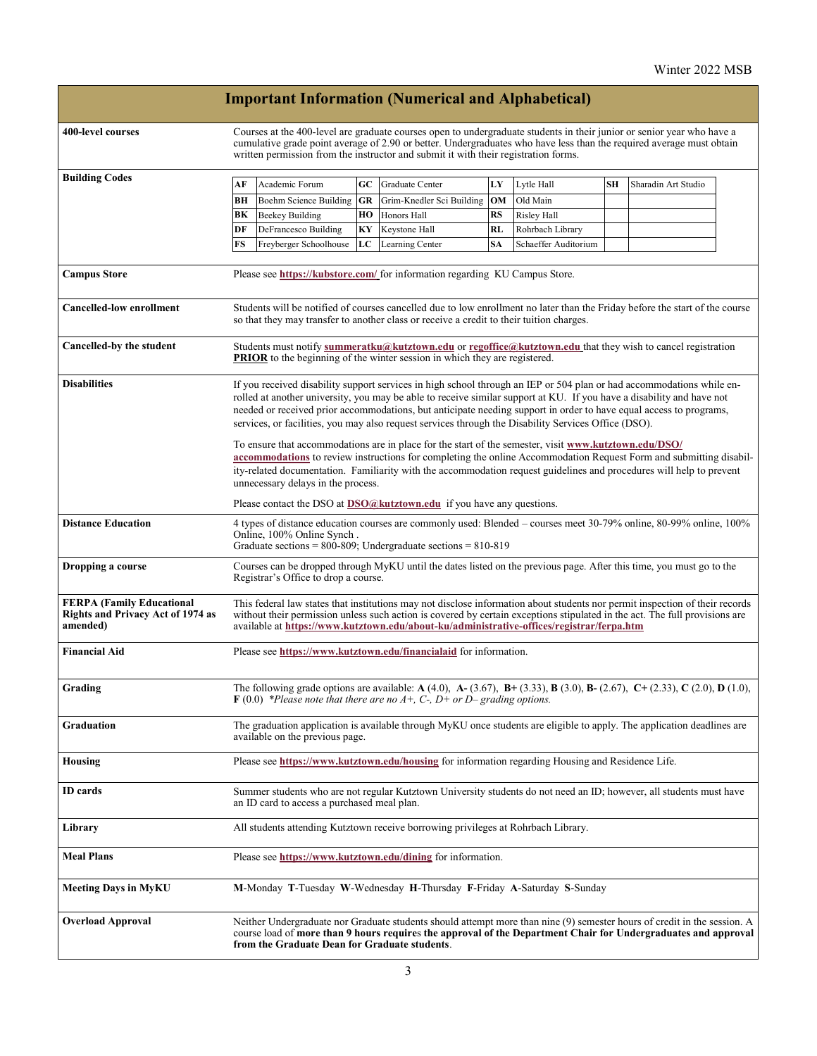# Important Information (Numerical and Alphabetical)

**400-level courses**

Courses at the 400-level are graduate courses open to undergraduate students in their junior or senior year who have a cumulative grade point average of 2.90 or better. Undergraduates who have less than the required average must obtain written permission from the instructor and submit it with their registration forms.

**Building Codes**

| | | | | | | | |
|---|---|---|---|---|---|---|---|
| **AF** | Academic Forum | **GC** | Graduate Center | **LY** | Lytle Hall | **SH** | Sharadin Art Studio |
| **BH** | Boehm Science Building | **GR** | Grim-Knedler Sci Building | **OM** | Old Main | | |
| **BK** | Beekey Building | **HO** | Honors Hall | **RS** | Risley Hall | | |
| **DF** | DeFrancesco Building | **KY** | Keystone Hall | **RL** | Rohrbach Library | | |
| **FS** | Freyberger Schoolhouse | **LC** | Learning Center | **SA** | Schaeffer Auditorium | | |

**Campus Store**

Please see **https://kubstore.com/** for information regarding KU Campus Store.

**Cancelled-low enrollment**

Students will be notified of courses cancelled due to low enrollment no later than the Friday before the start of the course so that they may transfer to another class or receive a credit to their tuition charges.

**Cancelled-by the student**

Students must notify **summeratku@kutztown.edu** or **regoffice@kutztown.edu** that they wish to cancel registration **PRIOR** to the beginning of the winter session in which they are registered.

**Disabilities**

If you received disability support services in high school through an IEP or 504 plan or had accommodations while enrolled at another university, you may be able to receive similar support at KU. If you have a disability and have not needed or received prior accommodations, but anticipate needing support in order to have equal access to programs, services, or facilities, you may also request services through the Disability Services Office (DSO).

To ensure that accommodations are in place for the start of the semester, visit **www.kutztown.edu/DSO/accommodations** to review instructions for completing the online Accommodation Request Form and submitting disability-related documentation. Familiarity with the accommodation request guidelines and procedures will help to prevent unnecessary delays in the process.

Please contact the DSO at **DSO@kutztown.edu** if you have any questions.

**Distance Education**

4 types of distance education courses are commonly used: Blended – courses meet 30-79% online, 80-99% online, 100% Online, 100% Online Synch .
Graduate sections = 800-809; Undergraduate sections = 810-819

**Dropping a course**

Courses can be dropped through MyKU until the dates listed on the previous page. After this time, you must go to the Registrar's Office to drop a course.

**FERPA (Family Educational Rights and Privacy Act of 1974 as amended)**

This federal law states that institutions may not disclose information about students nor permit inspection of their records without their permission unless such action is covered by certain exceptions stipulated in the act. The full provisions are available at **https://www.kutztown.edu/about-ku/administrative-offices/registrar/ferpa.htm**

**Financial Aid**

Please see **https://www.kutztown.edu/financialaid** for information.

**Grading**

The following grade options are available: **A** (4.0), **A-** (3.67), **B+** (3.33), **B** (3.0), **B-** (2.67), **C+** (2.33), **C** (2.0), **D** (1.0), **F** (0.0) *\*Please note that there are no A+, C-, D+ or D– grading options.*

**Graduation**

The graduation application is available through MyKU once students are eligible to apply. The application deadlines are available on the previous page.

**Housing**

Please see **https://www.kutztown.edu/housing** for information regarding Housing and Residence Life.

**ID cards**

Summer students who are not regular Kutztown University students do not need an ID; however, all students must have an ID card to access a purchased meal plan.

**Library**

All students attending Kutztown receive borrowing privileges at Rohrbach Library.

**Meal Plans**

Please see **https://www.kutztown.edu/dining** for information.

**Meeting Days in MyKU**

**M**-Monday **T**-Tuesday **W**-Wednesday **H**-Thursday **F**-Friday **A**-Saturday **S**-Sunday

**Overload Approval**

Neither Undergraduate nor Graduate students should attempt more than nine (9) semester hours of credit in the session. A course load of **more than 9 hours requires the approval of the Department Chair for Undergraduates and approval from the Graduate Dean for Graduate students**.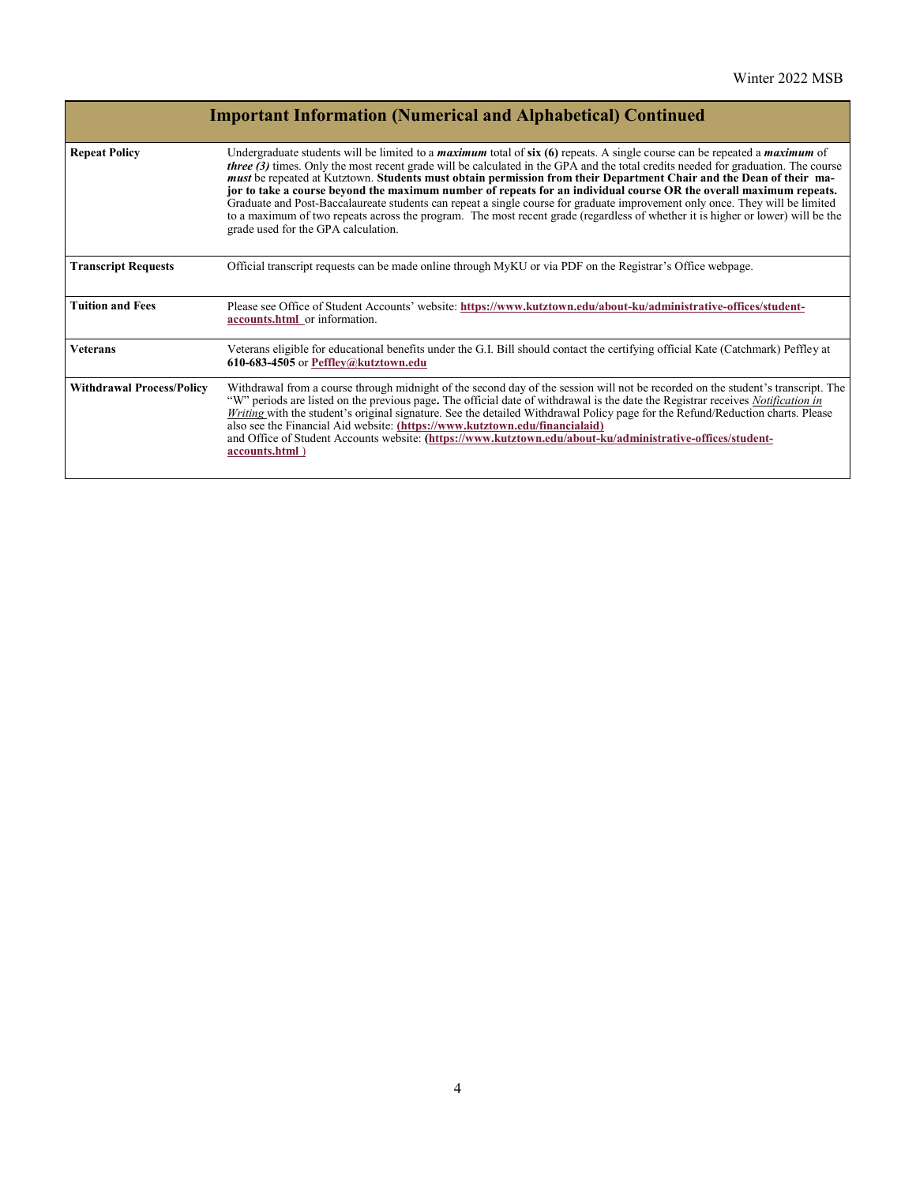## Important Information (Numerical and Alphabetical) Continued

| | |
|---|---|
| **Repeat Policy** | Undergraduate students will be limited to a ***maximum*** total of **six (6)** repeats. A single course can be repeated a ***maximum*** of ***three (3)*** times. Only the most recent grade will be calculated in the GPA and the total credits needed for graduation. The course ***must*** be repeated at Kutztown. **Students must obtain permission from their Department Chair and the Dean of their major to take a course beyond the maximum number of repeats for an individual course OR the overall maximum repeats.** Graduate and Post-Baccalaureate students can repeat a single course for graduate improvement only once. They will be limited to a maximum of two repeats across the program. The most recent grade (regardless of whether it is higher or lower) will be the grade used for the GPA calculation. |
| **Transcript Requests** | Official transcript requests can be made online through MyKU or via PDF on the Registrar's Office webpage. |
| **Tuition and Fees** | Please see Office of Student Accounts' website: **https://www.kutztown.edu/about-ku/administrative-offices/student-accounts.html** or information. |
| **Veterans** | Veterans eligible for educational benefits under the G.I. Bill should contact the certifying official Kate (Catchmark) Peffley at **610-683-4505** or **Peffley@kutztown.edu** |
| **Withdrawal Process/Policy** | Withdrawal from a course through midnight of the second day of the session will not be recorded on the student's transcript. The "W" periods are listed on the previous page**.** The official date of withdrawal is the date the Registrar receives *Notification in Writing* with the student's original signature. See the detailed Withdrawal Policy page for the Refund/Reduction charts. Please also see the Financial Aid website: **(https://www.kutztown.edu/financialaid)** and Office of Student Accounts website: **(https://www.kutztown.edu/about-ku/administrative-offices/student-accounts.html )** |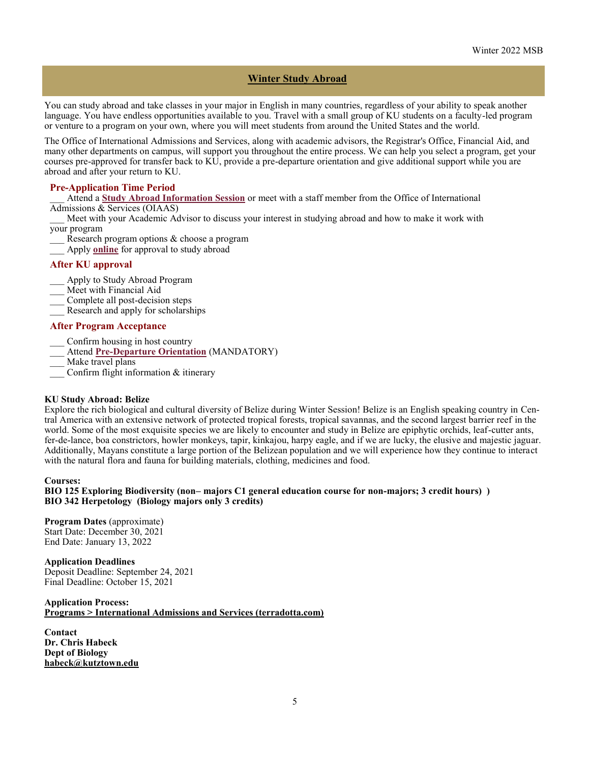## Winter Study Abroad

You can study abroad and take classes in your major in English in many countries, regardless of your ability to speak another language. You have endless opportunities available to you. Travel with a small group of KU students on a faculty-led program or venture to a program on your own, where you will meet students from around the United States and the world.

The Office of International Admissions and Services, along with academic advisors, the Registrar's Office, Financial Aid, and many other departments on campus, will support you throughout the entire process. We can help you select a program, get your courses pre-approved for transfer back to KU, provide a pre-departure orientation and give additional support while you are abroad and after your return to KU.

### Pre-Application Time Period

___ Attend a **Study Abroad Information Session** or meet with a staff member from the Office of International Admissions & Services (OIAAS)
___ Meet with your Academic Advisor to discuss your interest in studying abroad and how to make it work with your program
___ Research program options & choose a program
___ Apply **online** for approval to study abroad

### After KU approval

___ Apply to Study Abroad Program
___ Meet with Financial Aid
___ Complete all post-decision steps
___ Research and apply for scholarships

### After Program Acceptance

___ Confirm housing in host country
___ Attend **Pre-Departure Orientation** (MANDATORY)
___ Make travel plans
___ Confirm flight information & itinerary

**KU Study Abroad: Belize**
Explore the rich biological and cultural diversity of Belize during Winter Session! Belize is an English speaking country in Central America with an extensive network of protected tropical forests, tropical savannas, and the second largest barrier reef in the world. Some of the most exquisite species we are likely to encounter and study in Belize are epiphytic orchids, leaf-cutter ants, fer-de-lance, boa constrictors, howler monkeys, tapir, kinkajou, harpy eagle, and if we are lucky, the elusive and majestic jaguar. Additionally, Mayans constitute a large portion of the Belizean population and we will experience how they continue to interact with the natural flora and fauna for building materials, clothing, medicines and food.

**Courses:**
**BIO 125 Exploring Biodiversity (non– majors C1 general education course for non-majors; 3 credit hours) )**
**BIO 342 Herpetology (Biology majors only 3 credits)**

**Program Dates** (approximate)
Start Date: December 30, 2021
End Date: January 13, 2022

**Application Deadlines**
Deposit Deadline: September 24, 2021
Final Deadline: October 15, 2021

**Application Process:**
**Programs > International Admissions and Services (terradotta.com)**

**Contact**
**Dr. Chris Habeck**
**Dept of Biology**
**habeck@kutztown.edu**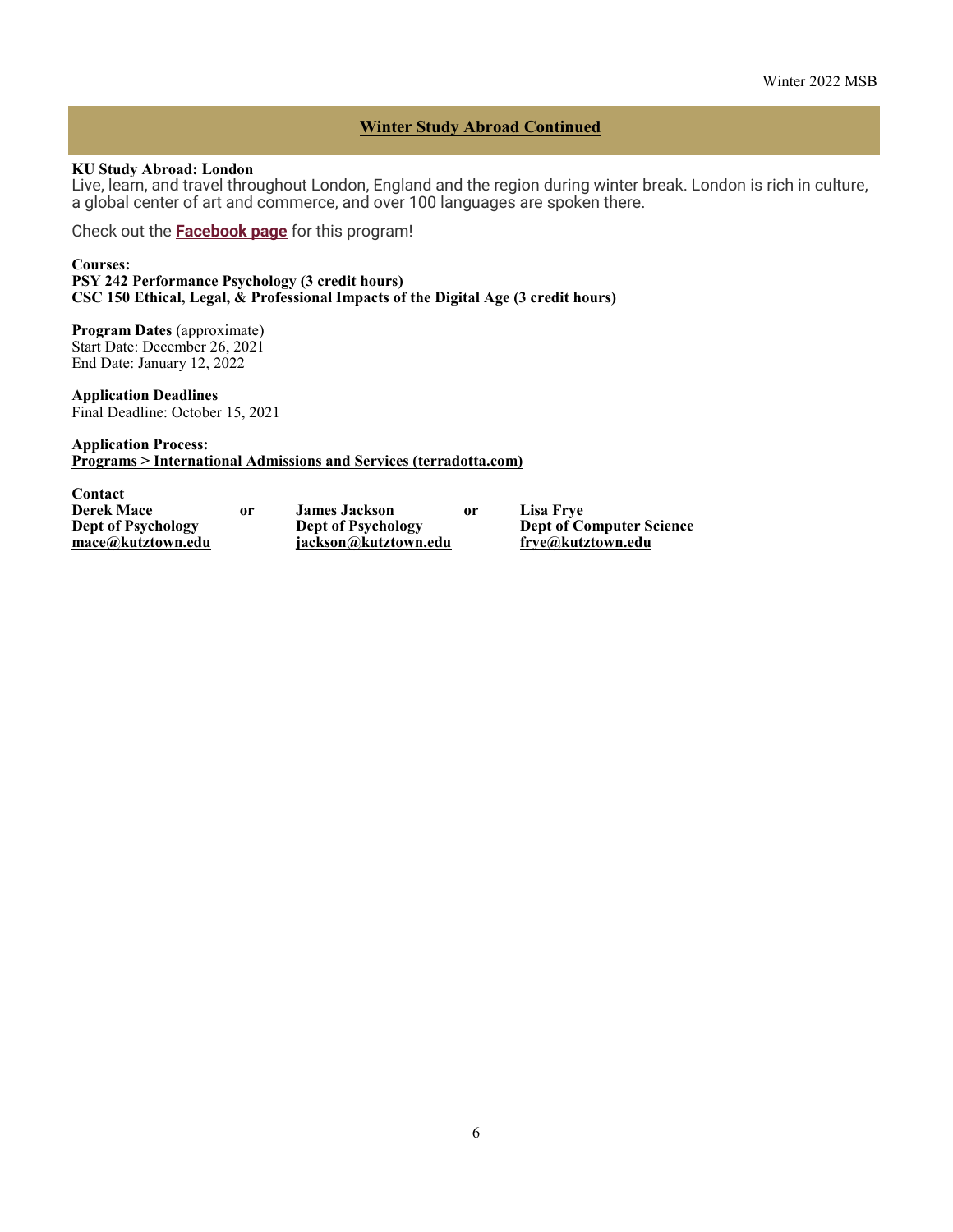## Winter Study Abroad Continued

**KU Study Abroad: London**

Live, learn, and travel throughout London, England and the region during winter break. London is rich in culture, a global center of art and commerce, and over 100 languages are spoken there.

Check out the **Facebook page** for this program!

**Courses:**
**PSY 242 Performance Psychology (3 credit hours)**
**CSC 150 Ethical, Legal, & Professional Impacts of the Digital Age (3 credit hours)**

**Program Dates** (approximate)
Start Date: December 26, 2021
End Date: January 12, 2022

**Application Deadlines**
Final Deadline: October 15, 2021

**Application Process:**
**Programs > International Admissions and Services (terradotta.com)**

**Contact**

| | | | | |
|---|---|---|---|---|
| **Derek Mace** | **or** | **James Jackson** | **or** | **Lisa Frye** |
| **Dept of Psychology** | | **Dept of Psychology** | | **Dept of Computer Science** |
| **mace@kutztown.edu** | | **jackson@kutztown.edu** | | **frye@kutztown.edu** |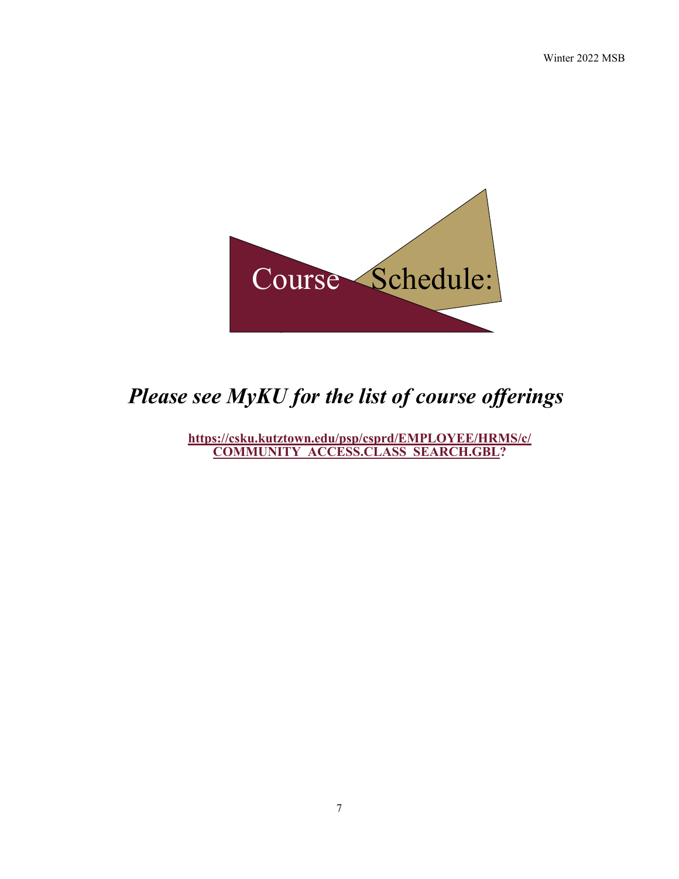# Course Schedule:

***Please see MyKU for the list of course offerings***

**https://csku.kutztown.edu/psp/csprd/EMPLOYEE/HRMS/c/COMMUNITY_ACCESS.CLASS_SEARCH.GBL?**